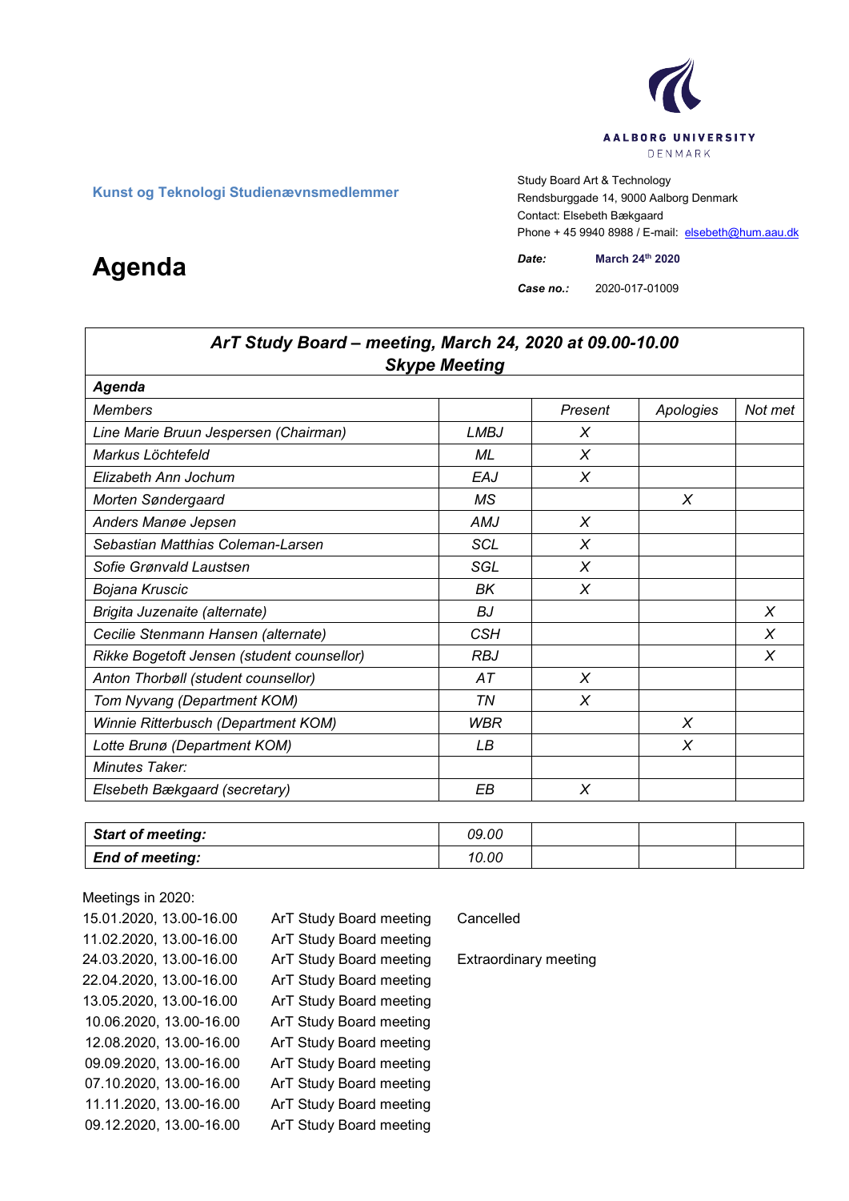AALBORG UNIVERSITY
DENMARK

**Kunst og Teknologi Studienævnsmedlemmer**

Study Board Art & Technology
Rendsburggade 14, 9000 Aalborg Denmark
Contact: Elsebeth Bækgaard
Phone + 45 9940 8988 / E-mail: elsebeth@hum.aau.dk

# Agenda

***Date:*** **March 24th 2020**

***Case no.:*** 2020-017-01009

| ***ArT Study Board – meeting, March 24, 2020 at 09.00-10.00 Skype Meeting*** | | | | |
|---|---|---|---|---|
| ***Agenda*** | | | | |
| *Members* | | *Present* | *Apologies* | *Not met* |
| *Line Marie Bruun Jespersen (Chairman)* | *LMBJ* | *X* | | |
| *Markus Löchtefeld* | *ML* | *X* | | |
| *Elizabeth Ann Jochum* | *EAJ* | *X* | | |
| *Morten Søndergaard* | *MS* | | *X* | |
| *Anders Manøe Jepsen* | *AMJ* | *X* | | |
| *Sebastian Matthias Coleman-Larsen* | *SCL* | *X* | | |
| *Sofie Grønvald Laustsen* | *SGL* | *X* | | |
| *Bojana Kruscic* | *BK* | *X* | | |
| *Brigita Juzenaite (alternate)* | *BJ* | | | *X* |
| *Cecilie Stenmann Hansen (alternate)* | *CSH* | | | *X* |
| *Rikke Bogetoft Jensen (student counsellor)* | *RBJ* | | | *X* |
| *Anton Thorbøll (student counsellor)* | *AT* | *X* | | |
| *Tom Nyvang (Department KOM)* | *TN* | *X* | | |
| *Winnie Ritterbusch (Department KOM)* | *WBR* | | *X* | |
| *Lotte Brunø (Department KOM)* | *LB* | | *X* | |
| *Minutes Taker:* | | | | |
| *Elsebeth Bækgaard (secretary)* | *EB* | *X* | | |

| ***Start of meeting:*** | *09.00* | | | |
|---|---|---|---|---|
| ***End of meeting:*** | *10.00* | | | |

Meetings in 2020:

| | | |
|---|---|---|
| 15.01.2020, 13.00-16.00 | ArT Study Board meeting | Cancelled |
| 11.02.2020, 13.00-16.00 | ArT Study Board meeting | |
| 24.03.2020, 13.00-16.00 | ArT Study Board meeting | Extraordinary meeting |
| 22.04.2020, 13.00-16.00 | ArT Study Board meeting | |
| 13.05.2020, 13.00-16.00 | ArT Study Board meeting | |
| 10.06.2020, 13.00-16.00 | ArT Study Board meeting | |
| 12.08.2020, 13.00-16.00 | ArT Study Board meeting | |
| 09.09.2020, 13.00-16.00 | ArT Study Board meeting | |
| 07.10.2020, 13.00-16.00 | ArT Study Board meeting | |
| 11.11.2020, 13.00-16.00 | ArT Study Board meeting | |
| 09.12.2020, 13.00-16.00 | ArT Study Board meeting | |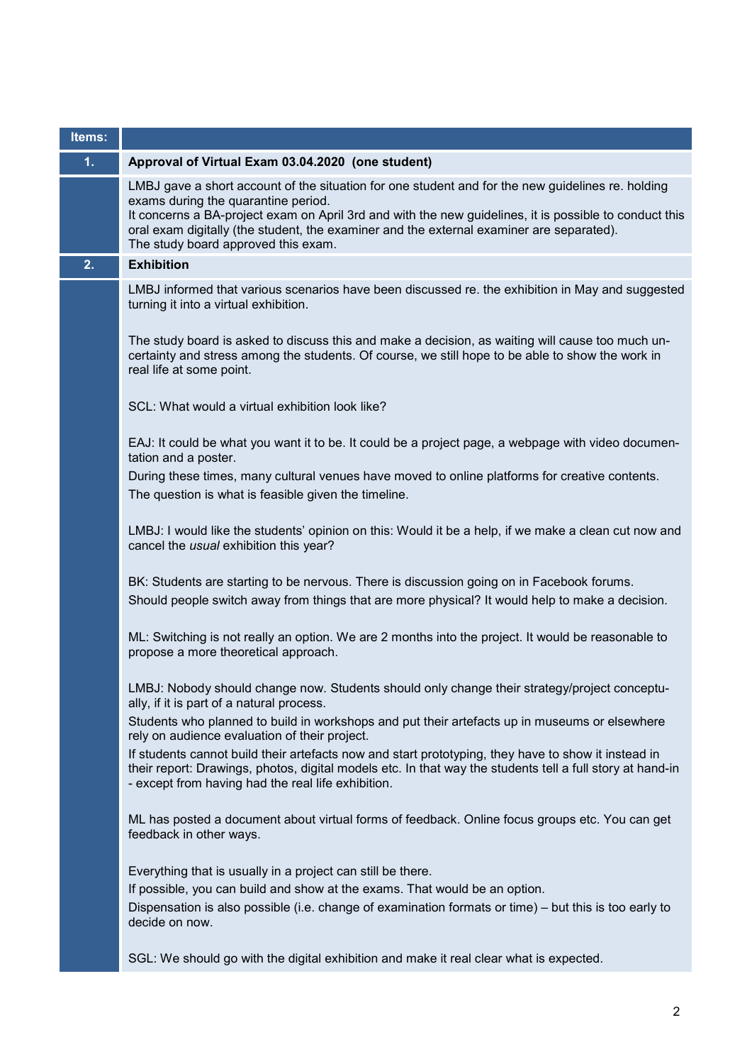| Items: | |
|---|---|
| **1.** | **Approval of Virtual Exam 03.04.2020 (one student)** |
| | LMBJ gave a short account of the situation for one student and for the new guidelines re. holding exams during the quarantine period.<br>It concerns a BA-project exam on April 3rd and with the new guidelines, it is possible to conduct this oral exam digitally (the student, the examiner and the external examiner are separated).<br>The study board approved this exam. |
| **2.** | **Exhibition** |
| | LMBJ informed that various scenarios have been discussed re. the exhibition in May and suggested turning it into a virtual exhibition.<br><br>The study board is asked to discuss this and make a decision, as waiting will cause too much uncertainty and stress among the students. Of course, we still hope to be able to show the work in real life at some point.<br><br>SCL: What would a virtual exhibition look like?<br><br>EAJ: It could be what you want it to be. It could be a project page, a webpage with video documentation and a poster.<br>During these times, many cultural venues have moved to online platforms for creative contents.<br>The question is what is feasible given the timeline.<br><br>LMBJ: I would like the students' opinion on this: Would it be a help, if we make a clean cut now and cancel the *usual* exhibition this year?<br><br>BK: Students are starting to be nervous. There is discussion going on in Facebook forums.<br>Should people switch away from things that are more physical? It would help to make a decision.<br><br>ML: Switching is not really an option. We are 2 months into the project. It would be reasonable to propose a more theoretical approach.<br><br>LMBJ: Nobody should change now. Students should only change their strategy/project conceptually, if it is part of a natural process.<br>Students who planned to build in workshops and put their artefacts up in museums or elsewhere rely on audience evaluation of their project.<br>If students cannot build their artefacts now and start prototyping, they have to show it instead in their report: Drawings, photos, digital models etc. In that way the students tell a full story at hand-in - except from having had the real life exhibition.<br><br>ML has posted a document about virtual forms of feedback. Online focus groups etc. You can get feedback in other ways.<br><br>Everything that is usually in a project can still be there.<br>If possible, you can build and show at the exams. That would be an option.<br>Dispensation is also possible (i.e. change of examination formats or time) – but this is too early to decide on now.<br><br>SGL: We should go with the digital exhibition and make it real clear what is expected. |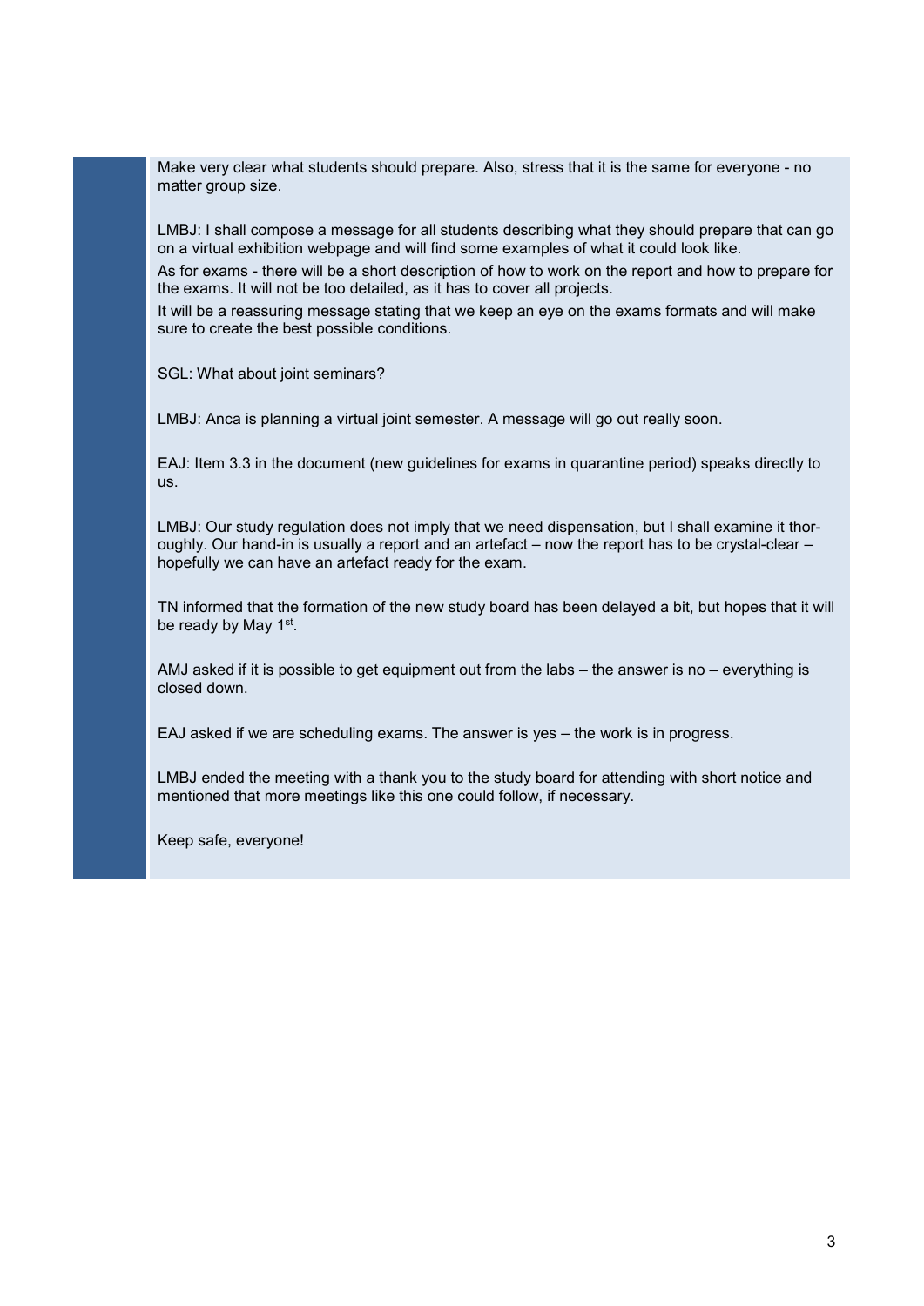Make very clear what students should prepare. Also, stress that it is the same for everyone - no matter group size.

LMBJ: I shall compose a message for all students describing what they should prepare that can go on a virtual exhibition webpage and will find some examples of what it could look like.

As for exams - there will be a short description of how to work on the report and how to prepare for the exams. It will not be too detailed, as it has to cover all projects.

It will be a reassuring message stating that we keep an eye on the exams formats and will make sure to create the best possible conditions.

SGL: What about joint seminars?

LMBJ: Anca is planning a virtual joint semester. A message will go out really soon.

EAJ: Item 3.3 in the document (new guidelines for exams in quarantine period) speaks directly to us.

LMBJ: Our study regulation does not imply that we need dispensation, but I shall examine it thoroughly. Our hand-in is usually a report and an artefact – now the report has to be crystal-clear – hopefully we can have an artefact ready for the exam.

TN informed that the formation of the new study board has been delayed a bit, but hopes that it will be ready by May 1st.

AMJ asked if it is possible to get equipment out from the labs – the answer is no – everything is closed down.

EAJ asked if we are scheduling exams. The answer is yes – the work is in progress.

LMBJ ended the meeting with a thank you to the study board for attending with short notice and mentioned that more meetings like this one could follow, if necessary.

Keep safe, everyone!